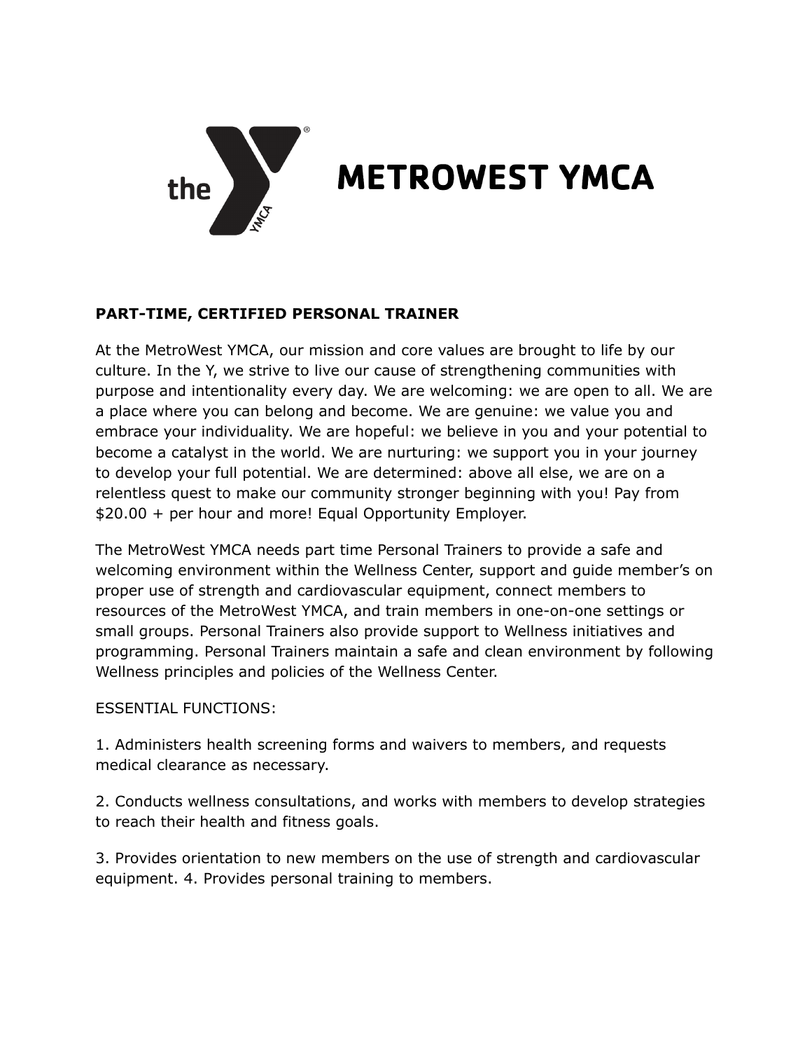# METROWEST YMCA

**PART-TIME, CERTIFIED PERSONAL TRAINER**

At the MetroWest YMCA, our mission and core values are brought to life by our culture. In the Y, we strive to live our cause of strengthening communities with purpose and intentionality every day. We are welcoming: we are open to all. We are a place where you can belong and become. We are genuine: we value you and embrace your individuality. We are hopeful: we believe in you and your potential to become a catalyst in the world. We are nurturing: we support you in your journey to develop your full potential. We are determined: above all else, we are on a relentless quest to make our community stronger beginning with you! Pay from $20.00 + per hour and more! Equal Opportunity Employer.

The MetroWest YMCA needs part time Personal Trainers to provide a safe and welcoming environment within the Wellness Center, support and guide member's on proper use of strength and cardiovascular equipment, connect members to resources of the MetroWest YMCA, and train members in one-on-one settings or small groups. Personal Trainers also provide support to Wellness initiatives and programming. Personal Trainers maintain a safe and clean environment by following Wellness principles and policies of the Wellness Center.

ESSENTIAL FUNCTIONS:

1. Administers health screening forms and waivers to members, and requests medical clearance as necessary.

2. Conducts wellness consultations, and works with members to develop strategies to reach their health and fitness goals.

3. Provides orientation to new members on the use of strength and cardiovascular equipment. 4. Provides personal training to members.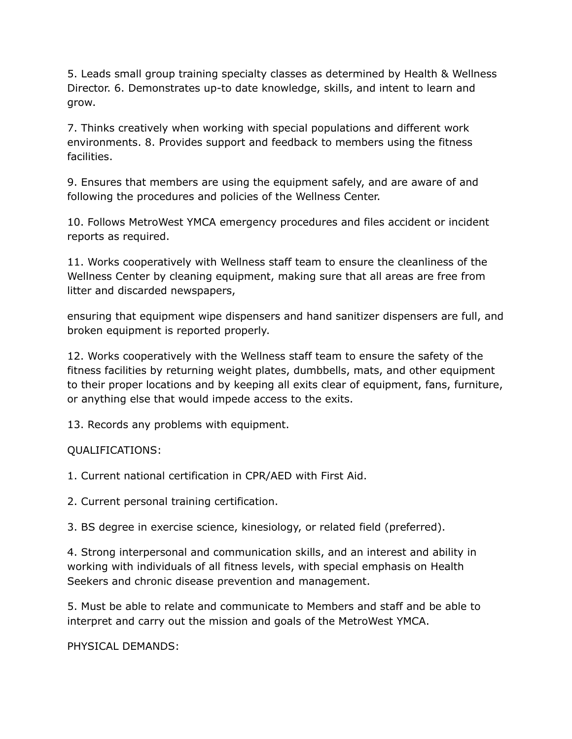5. Leads small group training specialty classes as determined by Health & Wellness Director. 6. Demonstrates up-to date knowledge, skills, and intent to learn and grow.

7. Thinks creatively when working with special populations and different work environments. 8. Provides support and feedback to members using the fitness facilities.

9. Ensures that members are using the equipment safely, and are aware of and following the procedures and policies of the Wellness Center.

10. Follows MetroWest YMCA emergency procedures and files accident or incident reports as required.

11. Works cooperatively with Wellness staff team to ensure the cleanliness of the Wellness Center by cleaning equipment, making sure that all areas are free from litter and discarded newspapers,

ensuring that equipment wipe dispensers and hand sanitizer dispensers are full, and broken equipment is reported properly.

12. Works cooperatively with the Wellness staff team to ensure the safety of the fitness facilities by returning weight plates, dumbbells, mats, and other equipment to their proper locations and by keeping all exits clear of equipment, fans, furniture, or anything else that would impede access to the exits.

13. Records any problems with equipment.

QUALIFICATIONS:

1. Current national certification in CPR/AED with First Aid.

2. Current personal training certification.

3. BS degree in exercise science, kinesiology, or related field (preferred).

4. Strong interpersonal and communication skills, and an interest and ability in working with individuals of all fitness levels, with special emphasis on Health Seekers and chronic disease prevention and management.

5. Must be able to relate and communicate to Members and staff and be able to interpret and carry out the mission and goals of the MetroWest YMCA.

PHYSICAL DEMANDS: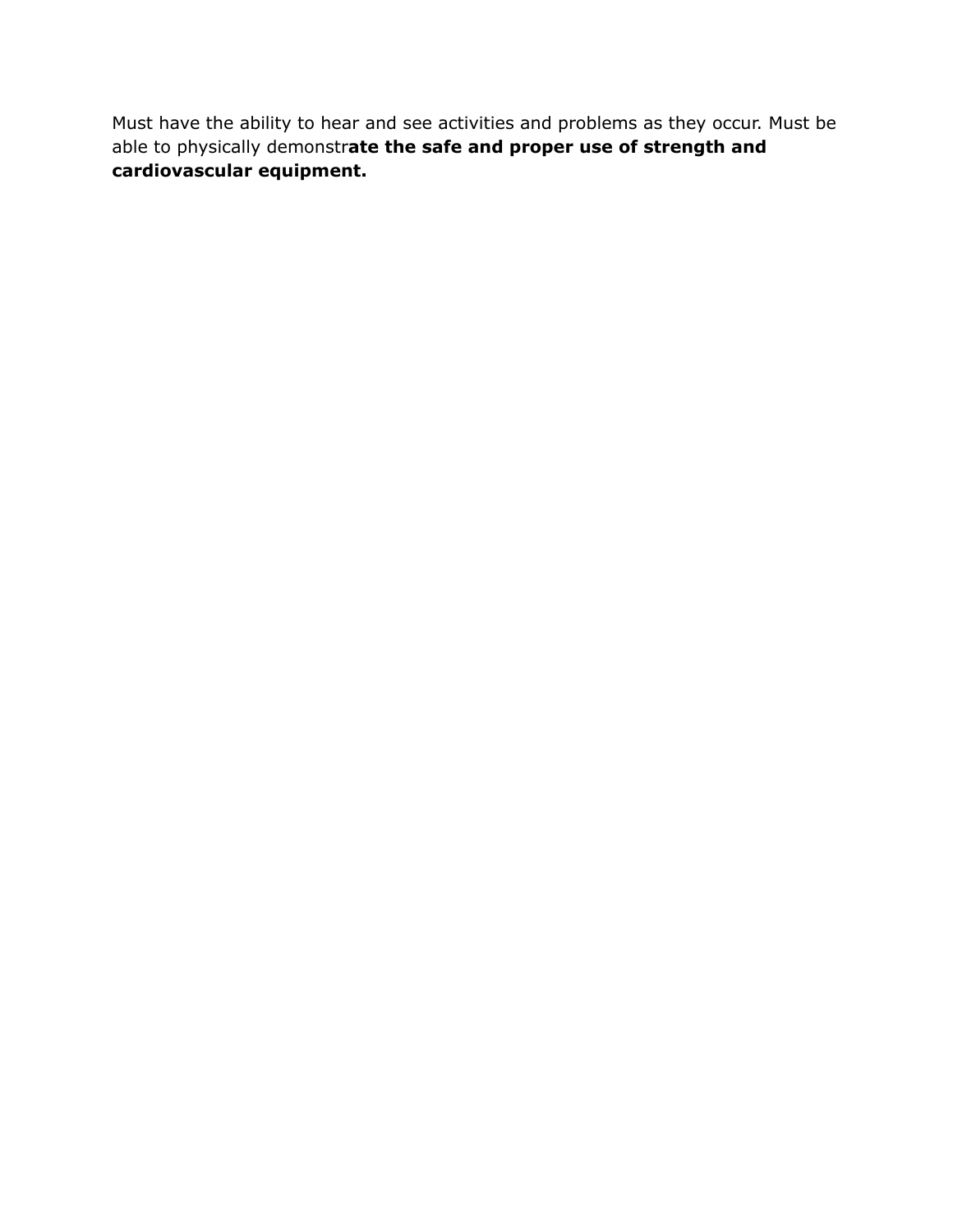Must have the ability to hear and see activities and problems as they occur. Must be able to physically demonstr**ate the safe and proper use of strength and cardiovascular equipment.**